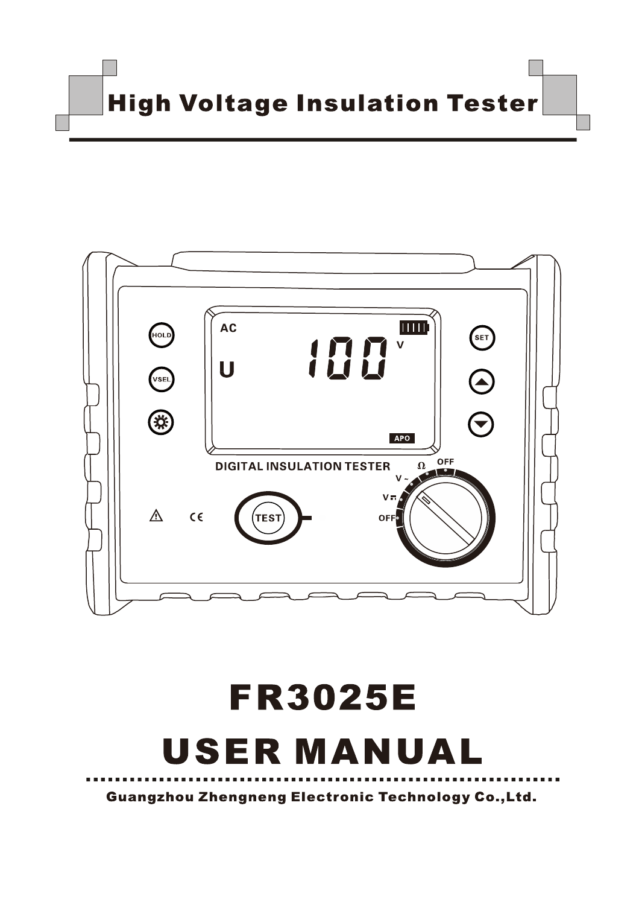# High Voltage Insulation Tester

# FR3025E

# USER MANUAL

**Guangzhou Zhengneng Electronic Technology Co.,Ltd.**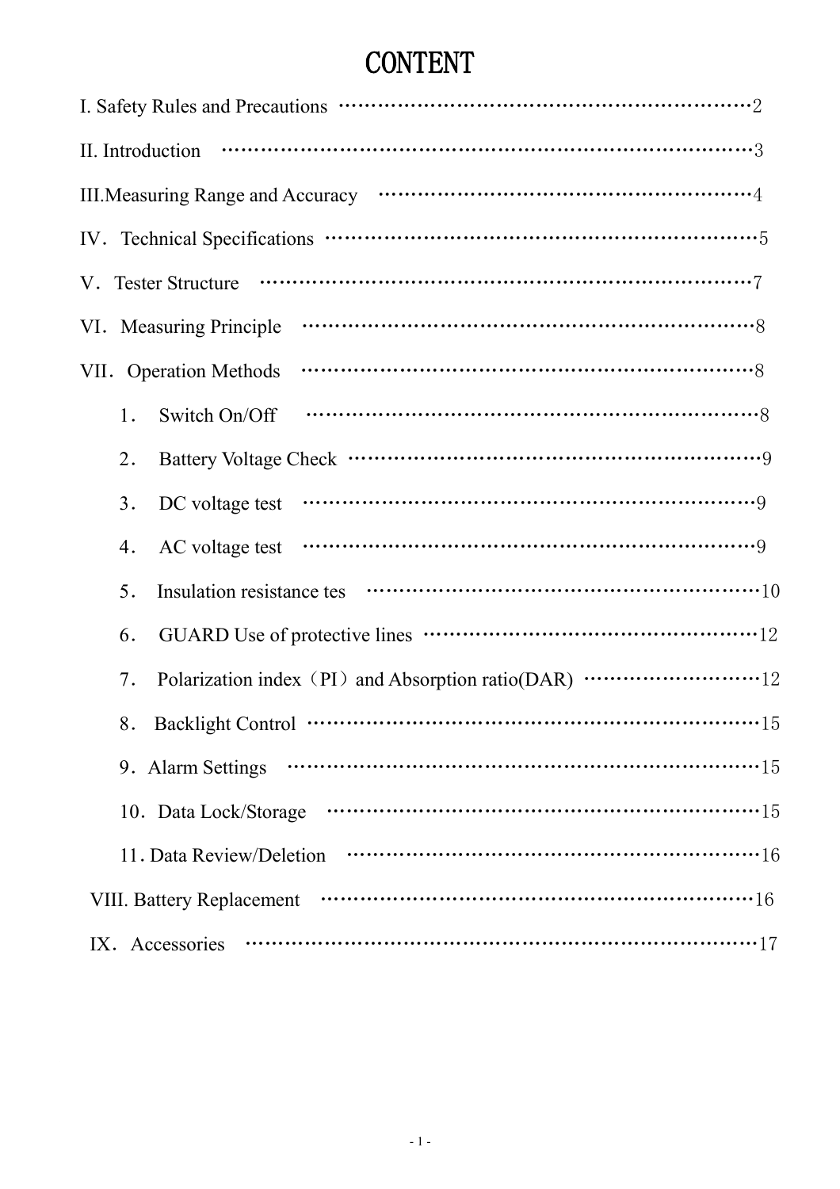# CONTENT

I. Safety Rules and Precautions ··········2

II. Introduction ··········3

III.Measuring Range and Accuracy ··········4

IV．Technical Specifications ··········5

V．Tester Structure ··········7

VI．Measuring Principle ··········8

VII．Operation Methods ··········8

1． Switch On/Off ··········8

2． Battery Voltage Check ··········9

3． DC voltage test ··········9

4． AC voltage test ··········9

5． Insulation resistance tes ··········10

6． GUARD Use of protective lines ··········12

7． Polarization index（PI）and Absorption ratio(DAR) ··········12

8． Backlight Control ··········15

9．Alarm Settings ··········15

10．Data Lock/Storage ··········15

11. Data Review/Deletion ··········16

VIII. Battery Replacement ··········16

IX．Accessories ··········17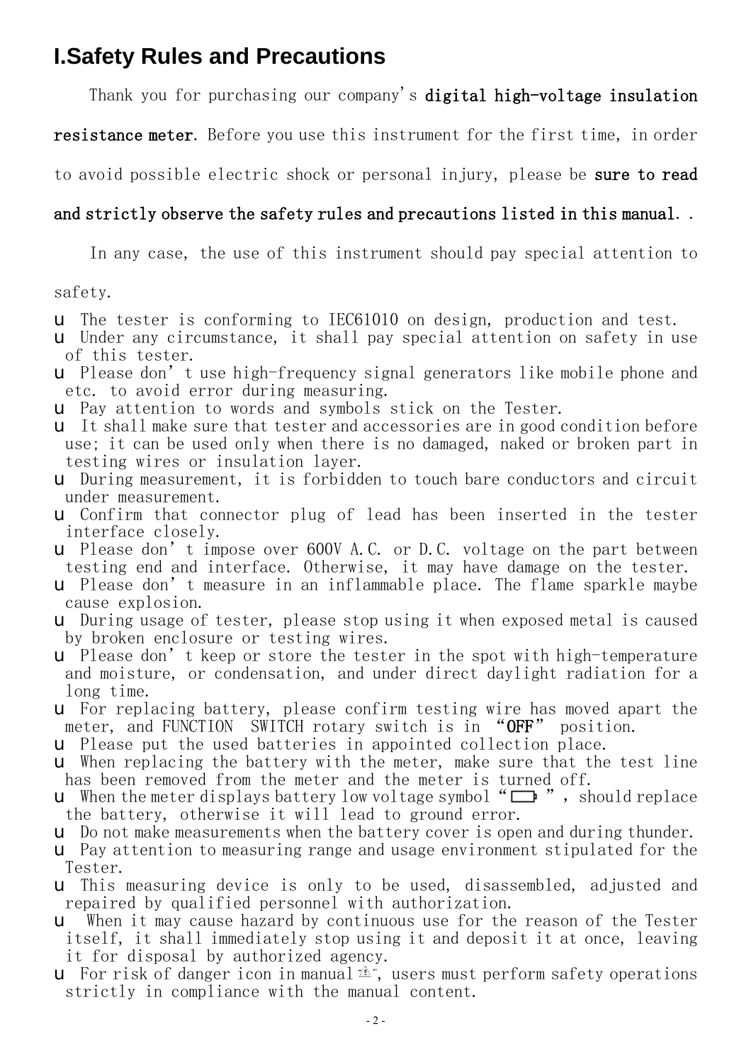# I.Safety Rules and Precautions

Thank you for purchasing our company's **digital high-voltage insulation resistance meter**. Before you use this instrument for the first time, in order to avoid possible electric shock or personal injury, please be **sure to read and strictly observe the safety rules and precautions listed in this manual**. .

In any case, the use of this instrument should pay special attention to safety.

- The tester is conforming to IEC61010 on design, production and test.
- Under any circumstance, it shall pay special attention on safety in use of this tester.
- Please don't use high-frequency signal generators like mobile phone and etc. to avoid error during measuring.
- Pay attention to words and symbols stick on the Tester.
- It shall make sure that tester and accessories are in good condition before use; it can be used only when there is no damaged, naked or broken part in testing wires or insulation layer.
- During measurement, it is forbidden to touch bare conductors and circuit under measurement.
- Confirm that connector plug of lead has been inserted in the tester interface closely.
- Please don't impose over 600V A.C. or D.C. voltage on the part between testing end and interface. Otherwise, it may have damage on the tester.
- Please don't measure in an inflammable place. The flame sparkle maybe cause explosion.
- During usage of tester, please stop using it when exposed metal is caused by broken enclosure or testing wires.
- Please don't keep or store the tester in the spot with high-temperature and moisture, or condensation, and under direct daylight radiation for a long time.
- For replacing battery, please confirm testing wire has moved apart the meter, and FUNCTION SWITCH rotary switch is in "OFF" position.
- Please put the used batteries in appointed collection place.
- When replacing the battery with the meter, make sure that the test line has been removed from the meter and the meter is turned off.
- When the meter displays battery low voltage symbol "▭", should replace the battery, otherwise it will lead to ground error.
- Do not make measurements when the battery cover is open and during thunder.
- Pay attention to measuring range and usage environment stipulated for the Tester.
- This measuring device is only to be used, disassembled, adjusted and repaired by qualified personnel with authorization.
- When it may cause hazard by continuous use for the reason of the Tester itself, it shall immediately stop using it and deposit it at once, leaving it for disposal by authorized agency.
- For risk of danger icon in manual "⚠", users must perform safety operations strictly in compliance with the manual content.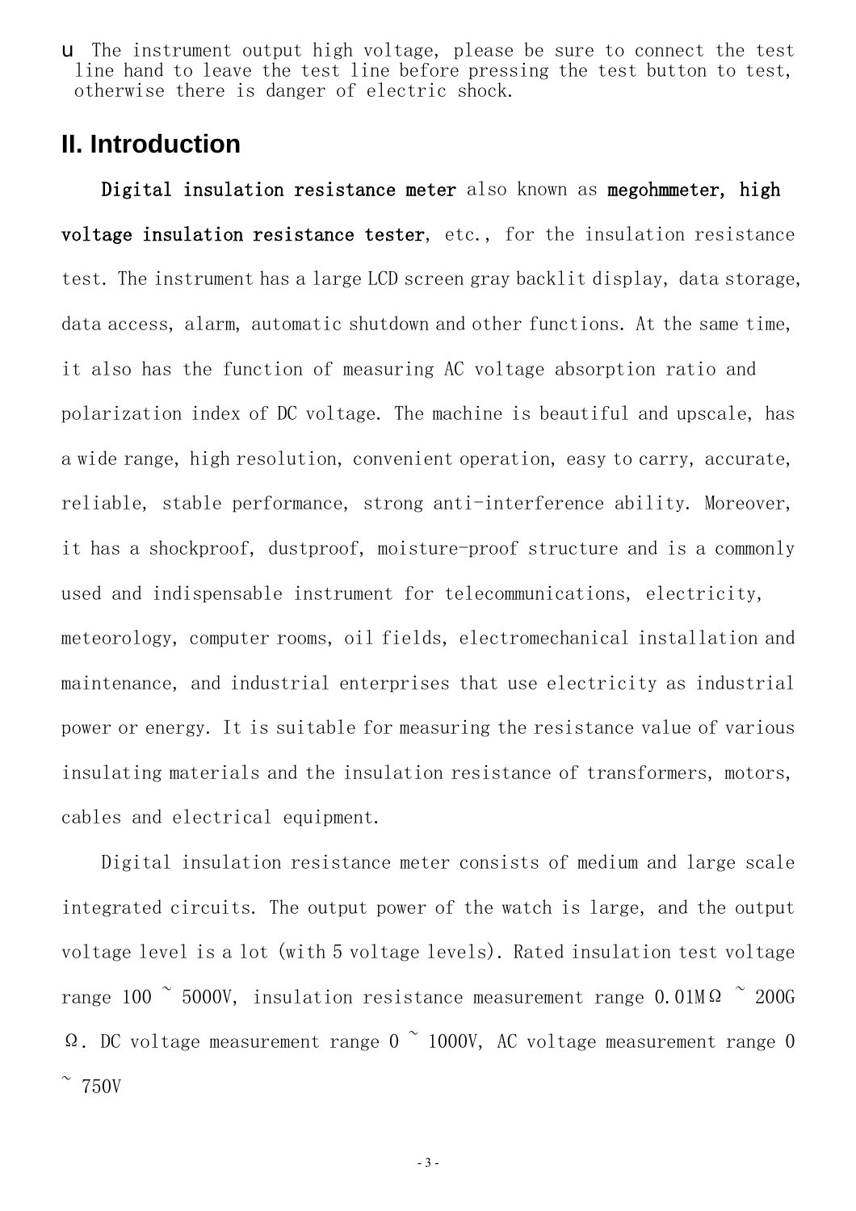- The instrument output high voltage, please be sure to connect the test line hand to leave the test line before pressing the test button to test, otherwise there is danger of electric shock.

## II. Introduction

**Digital insulation resistance meter** also known as **megohmmeter, high voltage insulation resistance tester**, etc., for the insulation resistance test. The instrument has a large LCD screen gray backlit display, data storage, data access, alarm, automatic shutdown and other functions. At the same time, it also has the function of measuring AC voltage absorption ratio and polarization index of DC voltage. The machine is beautiful and upscale, has a wide range, high resolution, convenient operation, easy to carry, accurate, reliable, stable performance, strong anti-interference ability. Moreover, it has a shockproof, dustproof, moisture-proof structure and is a commonly used and indispensable instrument for telecommunications, electricity, meteorology, computer rooms, oil fields, electromechanical installation and maintenance, and industrial enterprises that use electricity as industrial power or energy. It is suitable for measuring the resistance value of various insulating materials and the insulation resistance of transformers, motors, cables and electrical equipment.

Digital insulation resistance meter consists of medium and large scale integrated circuits. The output power of the watch is large, and the output voltage level is a lot (with 5 voltage levels). Rated insulation test voltage range 100 ~ 5000V, insulation resistance measurement range 0.01MΩ ~ 200GΩ. DC voltage measurement range 0 ~ 1000V, AC voltage measurement range 0 ~ 750V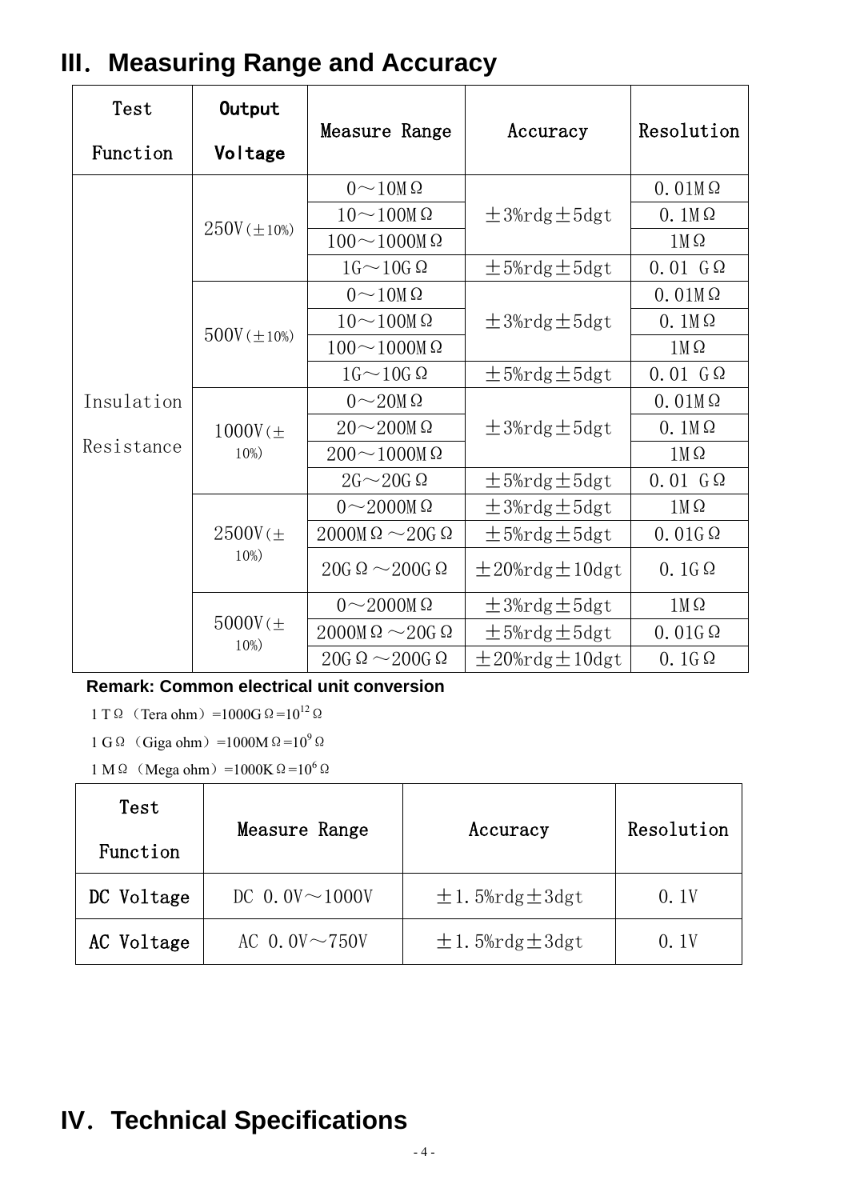## III. Measuring Range and Accuracy

| Test Function | Output Voltage | Measure Range | Accuracy | Resolution |
|---|---|---|---|---|
| Insulation Resistance | 250V(±10%) | 0～10MΩ | ±3%rdg±5dgt | 0.01MΩ |
| | | 10～100MΩ | | 0.1MΩ |
| | | 100～1000MΩ | | 1MΩ |
| | | 1G～10GΩ | ±5%rdg±5dgt | 0.01 GΩ |
| | 500V(±10%) | 0～10MΩ | ±3%rdg±5dgt | 0.01MΩ |
| | | 10～100MΩ | | 0.1MΩ |
| | | 100～1000MΩ | | 1MΩ |
| | | 1G～10GΩ | ±5%rdg±5dgt | 0.01 GΩ |
| | 1000V(±10%) | 0～20MΩ | ±3%rdg±5dgt | 0.01MΩ |
| | | 20～200MΩ | | 0.1MΩ |
| | | 200～1000MΩ | | 1MΩ |
| | | 2G～20GΩ | ±5%rdg±5dgt | 0.01 GΩ |
| | 2500V(±10%) | 0～2000MΩ | ±3%rdg±5dgt | 1MΩ |
| | | 2000MΩ～20GΩ | ±5%rdg±5dgt | 0.01GΩ |
| | | 20GΩ～200GΩ | ±20%rdg±10dgt | 0.1GΩ |
| | 5000V(±10%) | 0～2000MΩ | ±3%rdg±5dgt | 1MΩ |
| | | 2000MΩ～20GΩ | ±5%rdg±5dgt | 0.01GΩ |
| | | 20GΩ～200GΩ | ±20%rdg±10dgt | 0.1GΩ |

**Remark: Common electrical unit conversion**

1 TΩ （Tera ohm）=1000GΩ=$10^{12}$Ω

1 GΩ （Giga ohm）=1000MΩ=$10^{9}$Ω

1 MΩ （Mega ohm）=1000KΩ=$10^{6}$Ω

| Test Function | Measure Range | Accuracy | Resolution |
|---|---|---|---|
| DC Voltage | DC 0.0V～1000V | ±1.5%rdg±3dgt | 0.1V |
| AC Voltage | AC 0.0V～750V | ±1.5%rdg±3dgt | 0.1V |

## IV. Technical Specifications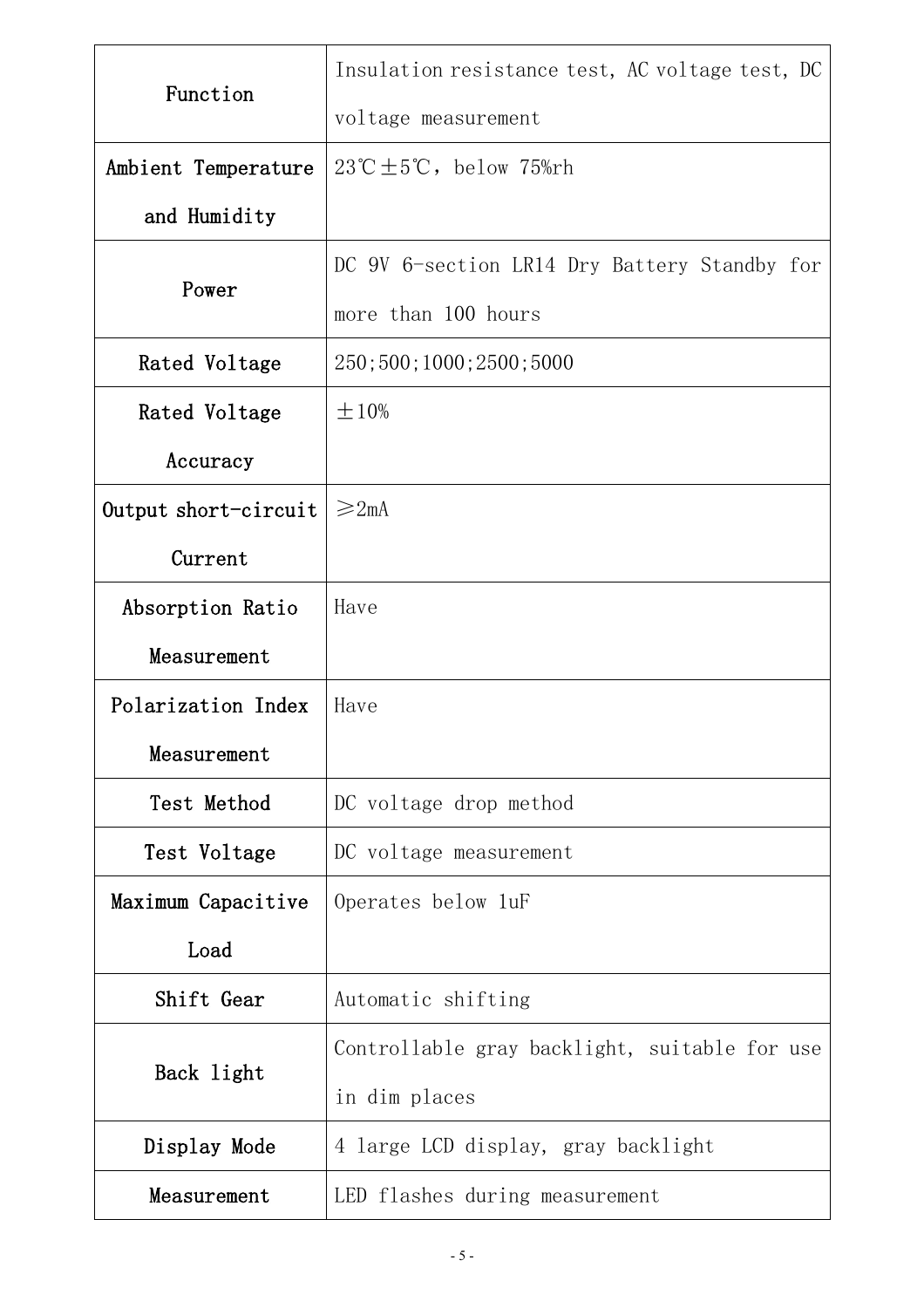| Function | Insulation resistance test, AC voltage test, DC voltage measurement |
|---|---|
| Ambient Temperature and Humidity | 23℃±5℃, below 75%rh |
| Power | DC 9V 6-section LR14 Dry Battery Standby for more than 100 hours |
| Rated Voltage | 250;500;1000;2500;5000 |
| Rated Voltage Accuracy | ±10% |
| Output short-circuit Current | ≥2mA |
| Absorption Ratio Measurement | Have |
| Polarization Index Measurement | Have |
| Test Method | DC voltage drop method |
| Test Voltage | DC voltage measurement |
| Maximum Capacitive Load | Operates below 1uF |
| Shift Gear | Automatic shifting |
| Back light | Controllable gray backlight, suitable for use in dim places |
| Display Mode | 4 large LCD display, gray backlight |
| Measurement | LED flashes during measurement |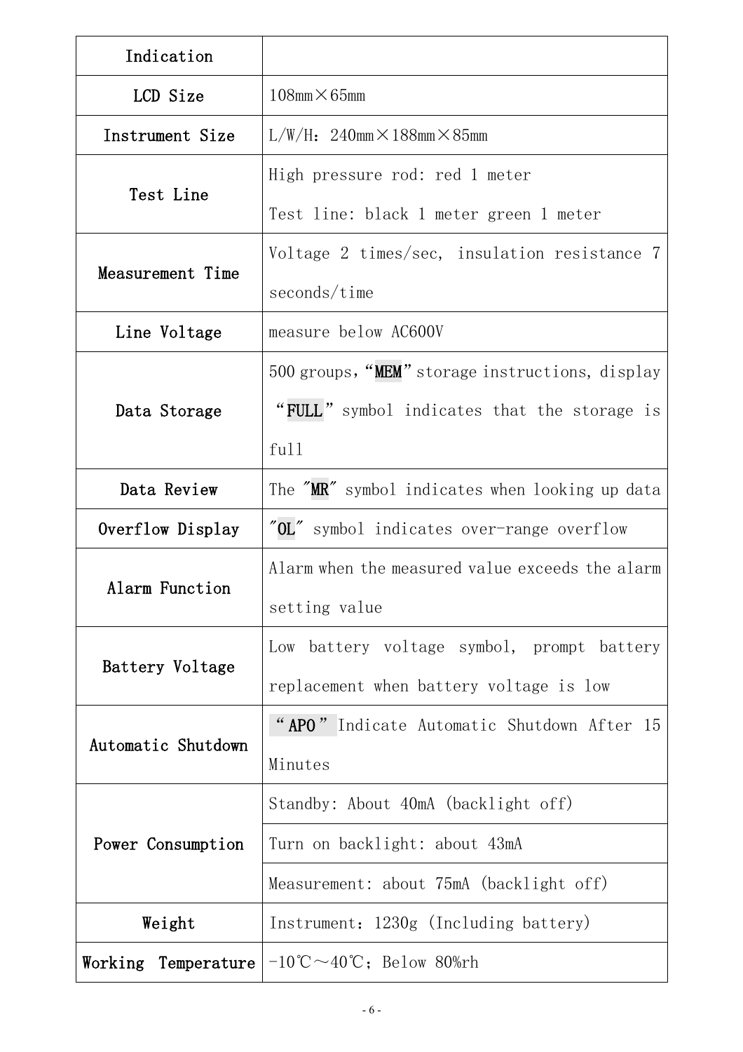| Indication | |
|---|---|
| LCD Size | 108mm×65mm |
| Instrument Size | L/W/H：240mm×188mm×85mm |
| Test Line | High pressure rod: red 1 meter<br>Test line: black 1 meter green 1 meter |
| Measurement Time | Voltage 2 times/sec, insulation resistance 7 seconds/time |
| Line Voltage | measure below AC600V |
| Data Storage | 500 groups，“MEM”storage instructions, display “FULL” symbol indicates that the storage is full |
| Data Review | The ″MR″ symbol indicates when looking up data |
| Overflow Display | ″OL″ symbol indicates over-range overflow |
| Alarm Function | Alarm when the measured value exceeds the alarm setting value |
| Battery Voltage | Low battery voltage symbol, prompt battery replacement when battery voltage is low |
| Automatic Shutdown | “APO” Indicate Automatic Shutdown After 15 Minutes |
| Power Consumption | Standby: About 40mA (backlight off) |
| | Turn on backlight: about 43mA |
| | Measurement: about 75mA (backlight off) |
| Weight | Instrument：1230g (Including battery) |
| Working Temperature | -10℃～40℃；Below 80%rh |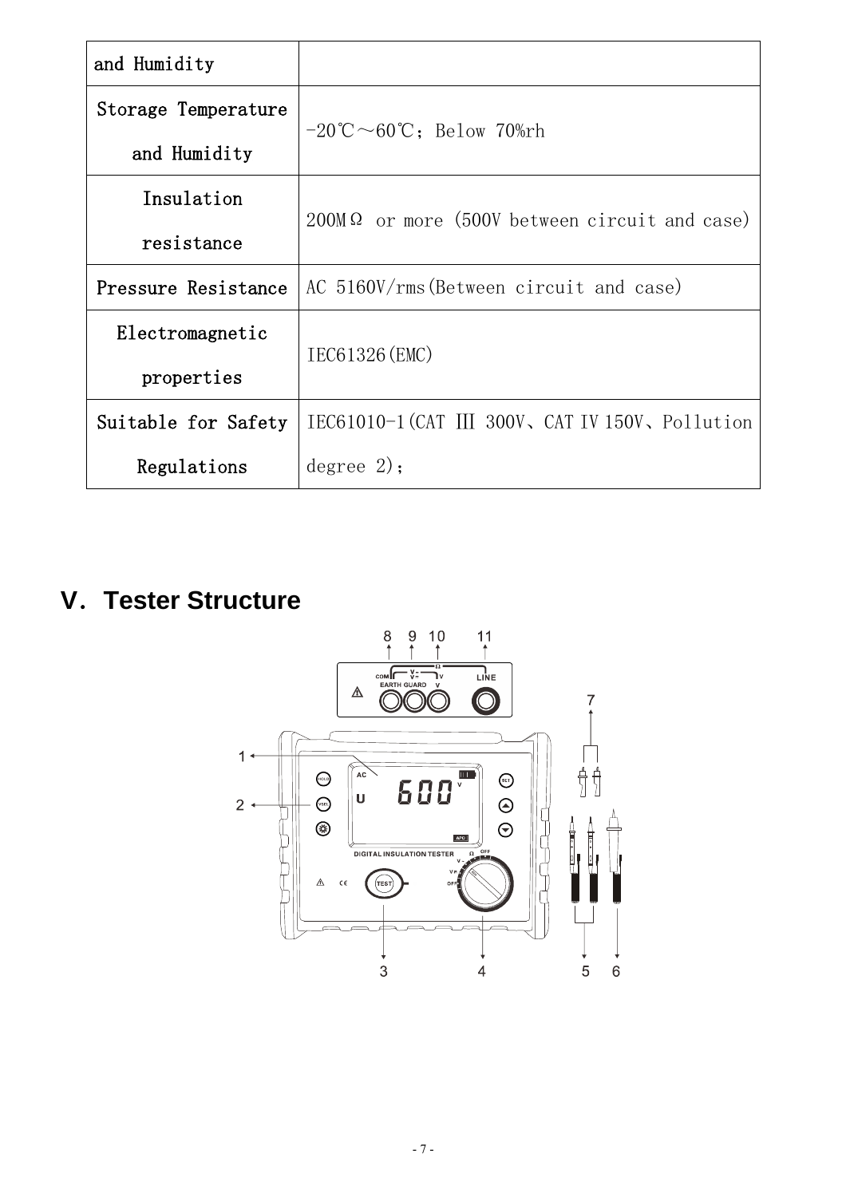| and Humidity | |
|---|---|
| Storage Temperature and Humidity | -20℃～60℃；Below 70%rh |
| Insulation resistance | 200MΩ or more (500V between circuit and case) |
| Pressure Resistance | AC 5160V/rms(Between circuit and case) |
| Electromagnetic properties | IEC61326(EMC) |
| Suitable for Safety Regulations | IEC61010-1(CAT Ⅲ 300V、CAT Ⅳ 150V、Pollution degree 2)； |

## V. Tester Structure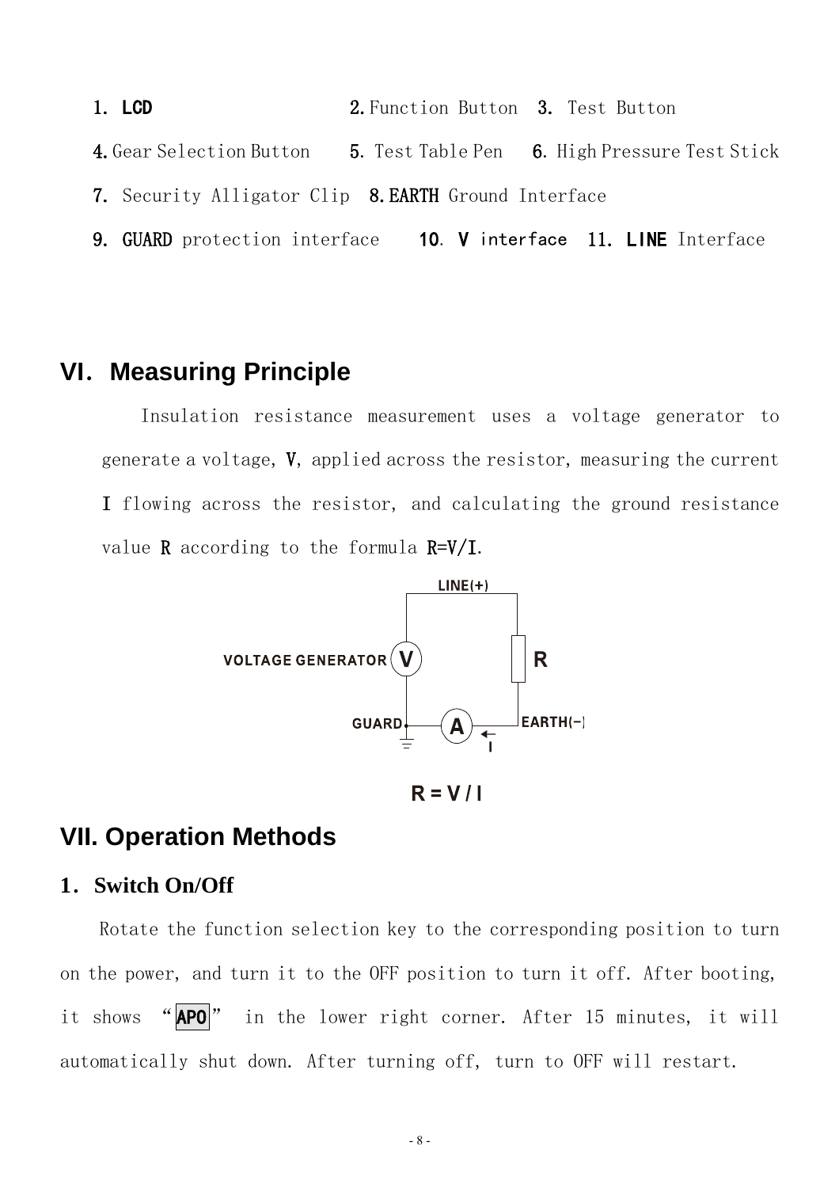1. **LCD** 2. Function Button 3. Test Button

4. Gear Selection Button 5. Test Table Pen 6. High Pressure Test Stick

7. Security Alligator Clip 8. **EARTH** Ground Interface

9. **GUARD** protection interface 10. **V** interface 11. **LINE** Interface

## VI. Measuring Principle

Insulation resistance measurement uses a voltage generator to generate a voltage, V, applied across the resistor, measuring the current I flowing across the resistor, and calculating the ground resistance value R according to the formula R=V/I.

LINE(+)

VOLTAGE GENERATOR V R

GUARD A EARTH(−)

I

**R = V / I**

## VII. Operation Methods

### 1. Switch On/Off

Rotate the function selection key to the corresponding position to turn on the power, and turn it to the OFF position to turn it off. After booting, it shows "**APO**" in the lower right corner. After 15 minutes, it will automatically shut down. After turning off, turn to OFF will restart.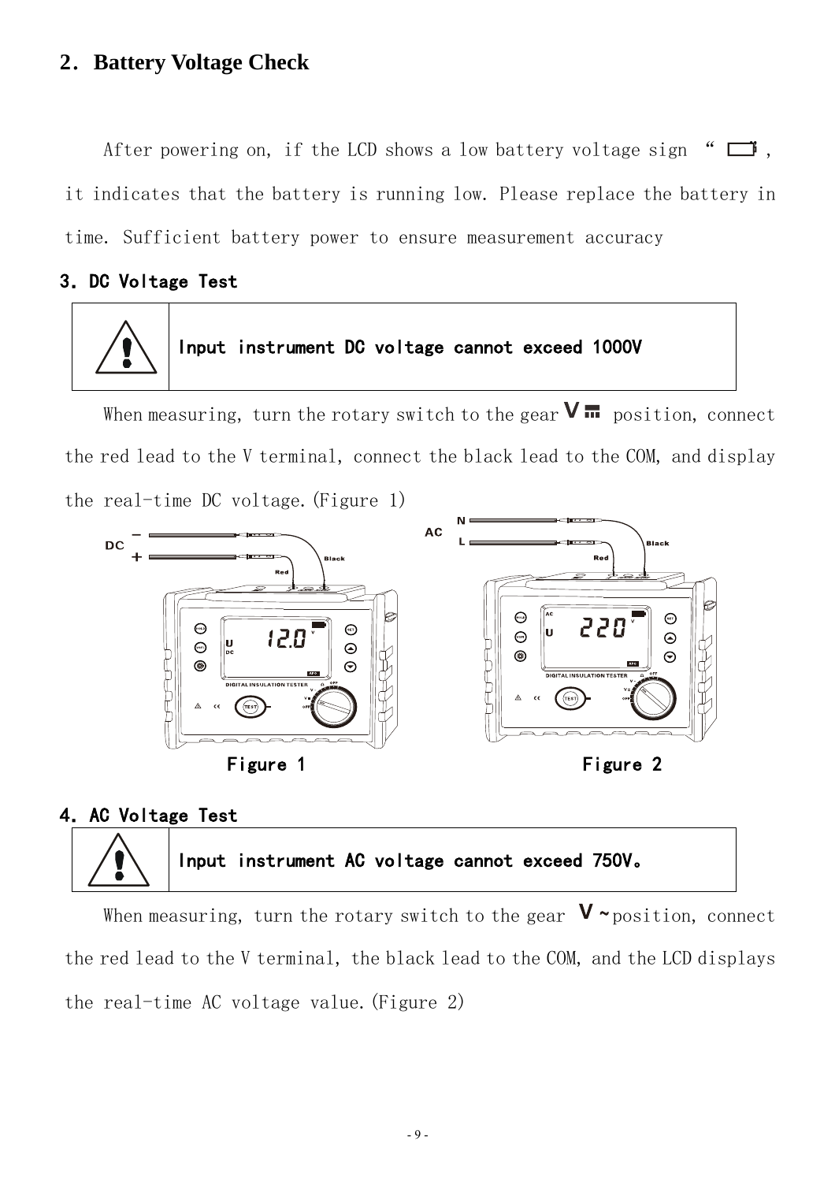## 2. Battery Voltage Check

After powering on, if the LCD shows a low battery voltage sign "   ", it indicates that the battery is running low. Please replace the battery in time. Sufficient battery power to ensure measurement accuracy

### 3. DC Voltage Test

| ! | **Input instrument DC voltage cannot exceed 1000V** |
|---|---|

When measuring, turn the rotary switch to the gear V⎓ position, connect the red lead to the V terminal, connect the black lead to the COM, and display the real-time DC voltage.(Figure 1)

Figure 1

Figure 2

### 4. AC Voltage Test

| ! | **Input instrument AC voltage cannot exceed 750V。** |
|---|---|

When measuring, turn the rotary switch to the gear V～position, connect the red lead to the V terminal, the black lead to the COM, and the LCD displays the real-time AC voltage value.(Figure 2)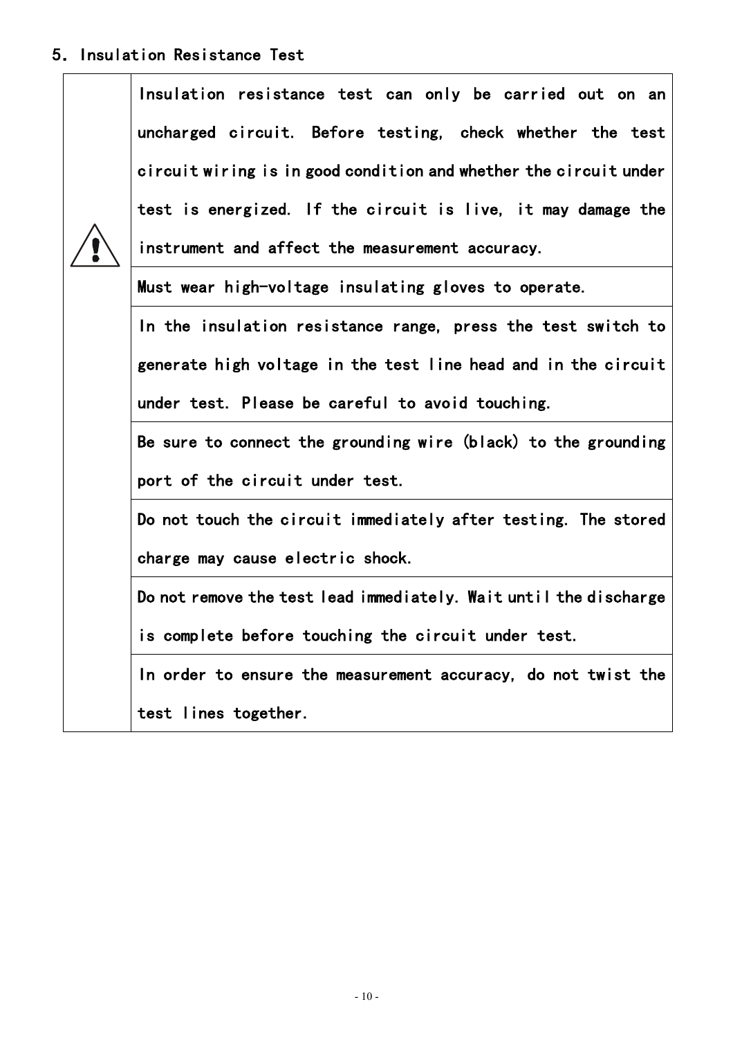## 5. Insulation Resistance Test

| | |
|---|---|
| ⚠ | Insulation resistance test can only be carried out on an uncharged circuit. Before testing, check whether the test circuit wiring is in good condition and whether the circuit under test is energized. If the circuit is live, it may damage the instrument and affect the measurement accuracy. |
| | Must wear high-voltage insulating gloves to operate. |
| | In the insulation resistance range, press the test switch to generate high voltage in the test line head and in the circuit under test. Please be careful to avoid touching. |
| | Be sure to connect the grounding wire (black) to the grounding port of the circuit under test. |
| | Do not touch the circuit immediately after testing. The stored charge may cause electric shock. |
| | Do not remove the test lead immediately. Wait until the discharge is complete before touching the circuit under test. |
| | In order to ensure the measurement accuracy, do not twist the test lines together. |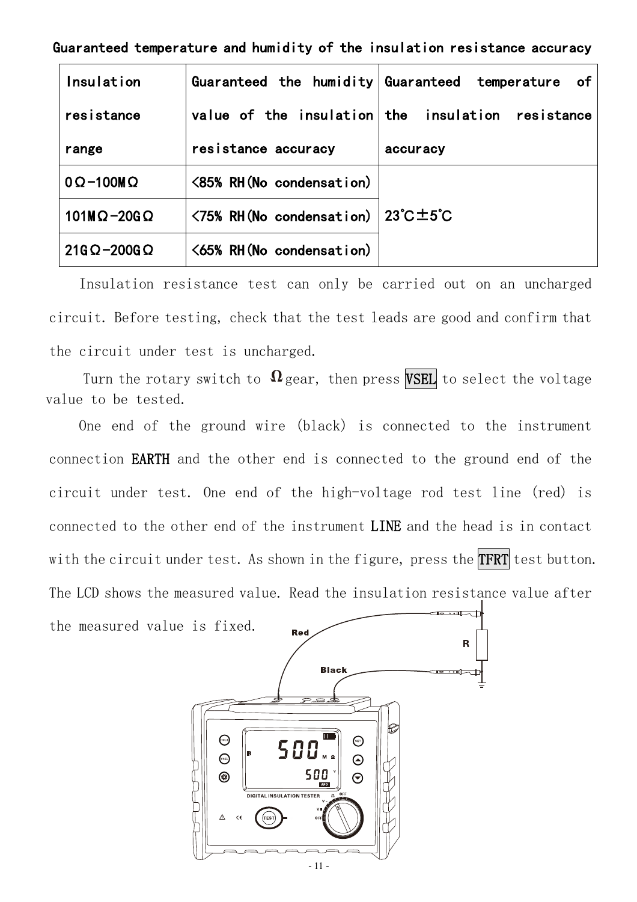**Guaranteed temperature and humidity of the insulation resistance accuracy**

| Insulation resistance range | Guaranteed the humidity value of the insulation resistance accuracy | Guaranteed temperature of the insulation resistance accuracy |
|---|---|---|
| 0Ω-100MΩ | <85% RH(No condensation) | 23℃±5℃ |
| 101MΩ-20GΩ | <75% RH(No condensation) | |
| 21GΩ-200GΩ | <65% RH(No condensation) | |

Insulation resistance test can only be carried out on an uncharged circuit. Before testing, check that the test leads are good and confirm that the circuit under test is uncharged.

Turn the rotary switch to Ω gear, then press VSEL to select the voltage value to be tested.

One end of the ground wire (black) is connected to the instrument connection EARTH and the other end is connected to the ground end of the circuit under test. One end of the high-voltage rod test line (red) is connected to the other end of the instrument LINE and the head is in contact with the circuit under test. As shown in the figure, press the TFRT test button. The LCD shows the measured value. Read the insulation resistance value after the measured value is fixed.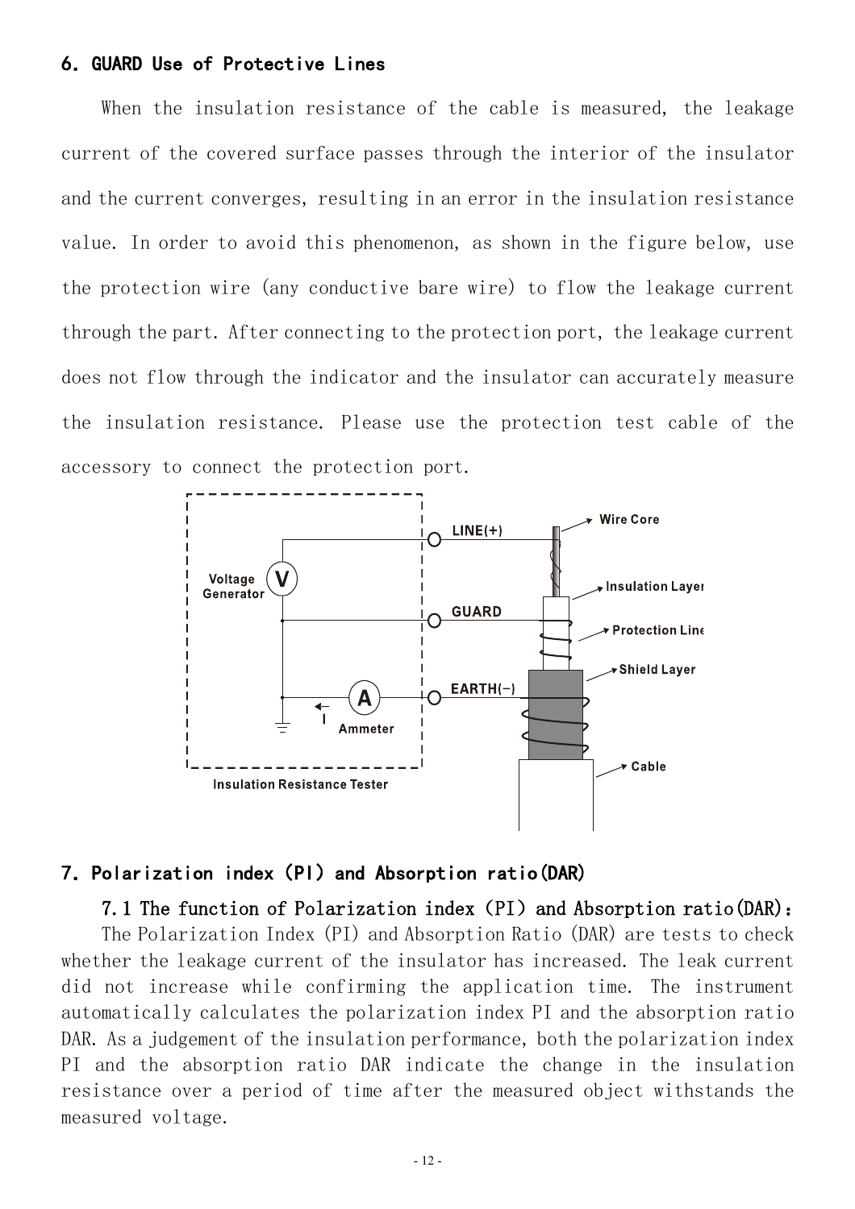## 6. GUARD Use of Protective Lines

When the insulation resistance of the cable is measured, the leakage current of the covered surface passes through the interior of the insulator and the current converges, resulting in an error in the insulation resistance value. In order to avoid this phenomenon, as shown in the figure below, use the protection wire (any conductive bare wire) to flow the leakage current through the part. After connecting to the protection port, the leakage current does not flow through the indicator and the insulator can accurately measure the insulation resistance. Please use the protection test cable of the accessory to connect the protection port.

## 7. Polarization index (PI) and Absorption ratio(DAR)

### 7.1 The function of Polarization index (PI) and Absorption ratio(DAR):

The Polarization Index (PI) and Absorption Ratio (DAR) are tests to check whether the leakage current of the insulator has increased. The leak current did not increase while confirming the application time. The instrument automatically calculates the polarization index PI and the absorption ratio DAR. As a judgement of the insulation performance, both the polarization index PI and the absorption ratio DAR indicate the change in the insulation resistance over a period of time after the measured object withstands the measured voltage.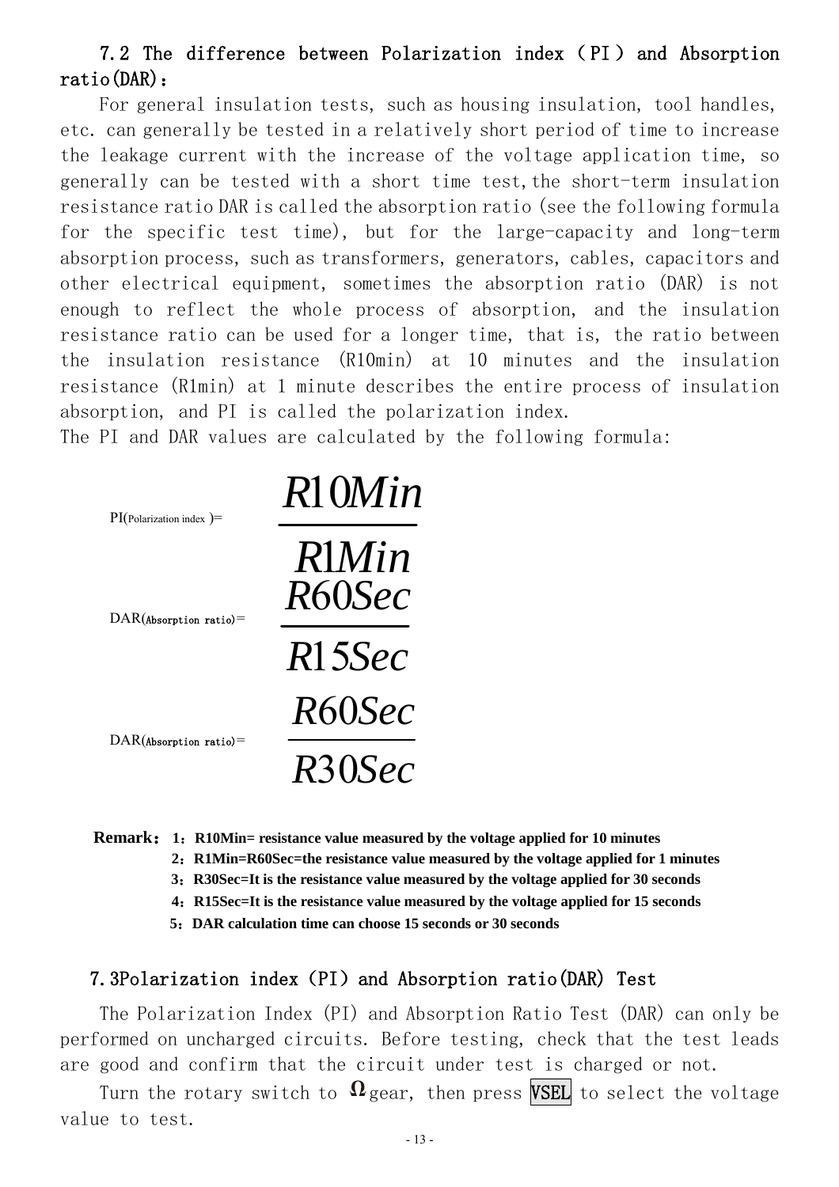## 7.2 The difference between Polarization index (PI) and Absorption ratio(DAR):

For general insulation tests, such as housing insulation, tool handles, etc. can generally be tested in a relatively short period of time to increase the leakage current with the increase of the voltage application time, so generally can be tested with a short time test,the short-term insulation resistance ratio DAR is called the absorption ratio (see the following formula for the specific test time), but for the large-capacity and long-term absorption process, such as transformers, generators, cables, capacitors and other electrical equipment, sometimes the absorption ratio (DAR) is not enough to reflect the whole process of absorption, and the insulation resistance ratio can be used for a longer time, that is, the ratio between the insulation resistance (R10min) at 10 minutes and the insulation resistance (R1min) at 1 minute describes the entire process of insulation absorption, and PI is called the polarization index.

The PI and DAR values are calculated by the following formula:

$$\text{PI(Polarization index)} = \frac{R10Min}{R1Min}$$

$$\text{DAR(Absorption ratio)} = \frac{R60Sec}{R15Sec}$$

$$\text{DAR(Absorption ratio)} = \frac{R60Sec}{R30Sec}$$

**Remark: 1: R10Min= resistance value measured by the voltage applied for 10 minutes**
**2: R1Min=R60Sec=the resistance value measured by the voltage applied for 1 minutes**
**3: R30Sec=It is the resistance value measured by the voltage applied for 30 seconds**
**4: R15Sec=It is the resistance value measured by the voltage applied for 15 seconds**
**5: DAR calculation time can choose 15 seconds or 30 seconds**

## 7.3Polarization index (PI) and Absorption ratio(DAR) Test

The Polarization Index (PI) and Absorption Ratio Test (DAR) can only be performed on uncharged circuits. Before testing, check that the test leads are good and confirm that the circuit under test is charged or not.

Turn the rotary switch to Ω gear, then press VSEL to select the voltage value to test.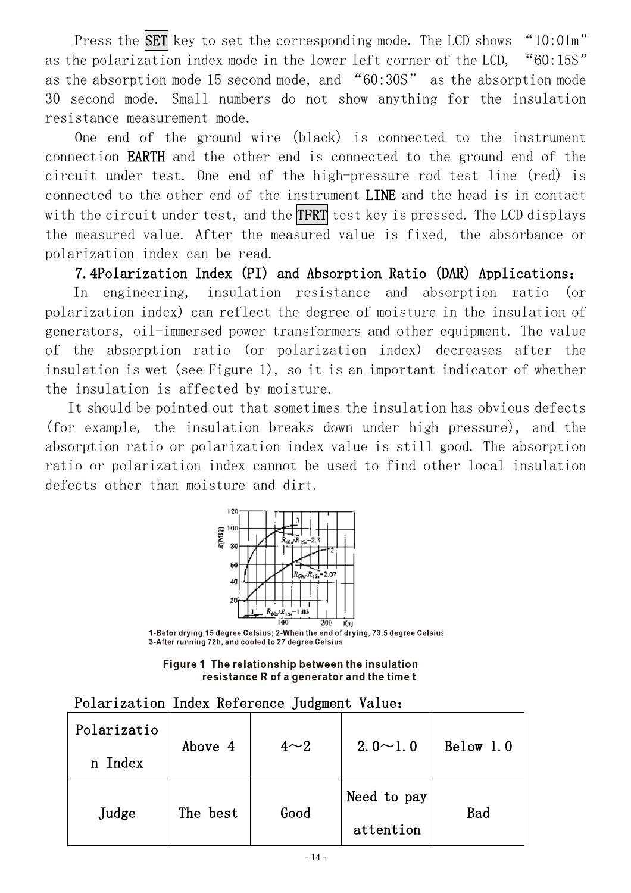Press the SET key to set the corresponding mode. The LCD shows "10:01m" as the polarization index mode in the lower left corner of the LCD, "60:15S" as the absorption mode 15 second mode, and "60:30S" as the absorption mode 30 second mode. Small numbers do not show anything for the insulation resistance measurement mode.

One end of the ground wire (black) is connected to the instrument connection **EARTH** and the other end is connected to the ground end of the circuit under test. One end of the high-pressure rod test line (red) is connected to the other end of the instrument **LINE** and the head is in contact with the circuit under test, and the TFRT test key is pressed. The LCD displays the measured value. After the measured value is fixed, the absorbance or polarization index can be read.

### 7.4Polarization Index (PI) and Absorption Ratio (DAR) Applications:

In engineering, insulation resistance and absorption ratio (or polarization index) can reflect the degree of moisture in the insulation of generators, oil-immersed power transformers and other equipment. The value of the absorption ratio (or polarization index) decreases after the insulation is wet (see Figure 1), so it is an important indicator of whether the insulation is affected by moisture.

It should be pointed out that sometimes the insulation has obvious defects (for example, the insulation breaks down under high pressure), and the absorption ratio or polarization index value is still good. The absorption ratio or polarization index cannot be used to find other local insulation defects other than moisture and dirt.

1-Befor drying,15 degree Celsius; 2-When the end of drying, 73.5 degree Celsius 3-After running 72h, and cooled to 27 degree Celsius

**Figure 1 The relationship between the insulation resistance R of a generator and the time t**

Polarization Index Reference Judgment Value:

| Polarization Index | Above 4 | 4～2 | 2.0～1.0 | Below 1.0 |
|---|---|---|---|---|
| Judge | The best | Good | Need to pay attention | Bad |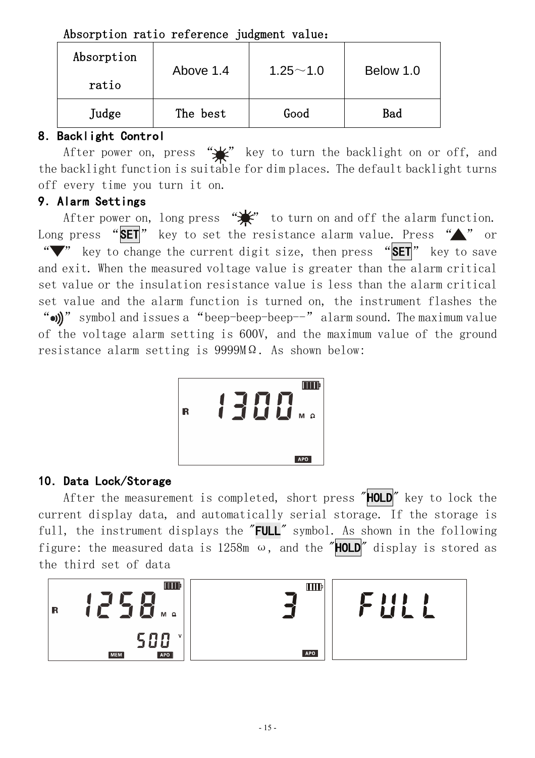Absorption ratio reference judgment value:

| Absorption ratio | Above 1.4 | 1.25～1.0 | Below 1.0 |
|---|---|---|---|
| Judge | The best | Good | Bad |

## 8. Backlight Control

After power on, press "☀" key to turn the backlight on or off, and the backlight function is suitable for dim places. The default backlight turns off every time you turn it on.

## 9. Alarm Settings

After power on, long press "☀" to turn on and off the alarm function. Long press "**SET**" key to set the resistance alarm value. Press "▲" or "▼" key to change the current digit size, then press "**SET**" key to save and exit. When the measured voltage value is greater than the alarm critical set value or the insulation resistance value is less than the alarm critical set value and the alarm function is turned on, the instrument flashes the "•)))" symbol and issues a "beep-beep-beep--" alarm sound. The maximum value of the voltage alarm setting is 600V, and the maximum value of the ground resistance alarm setting is 9999MΩ. As shown below:

## 10. Data Lock/Storage

After the measurement is completed, short press "**HOLD**" key to lock the current display data, and automatically serial storage. If the storage is full, the instrument displays the "**FULL**" symbol. As shown in the following figure: the measured data is 1258m ω, and the "**HOLD**" display is stored as the third set of data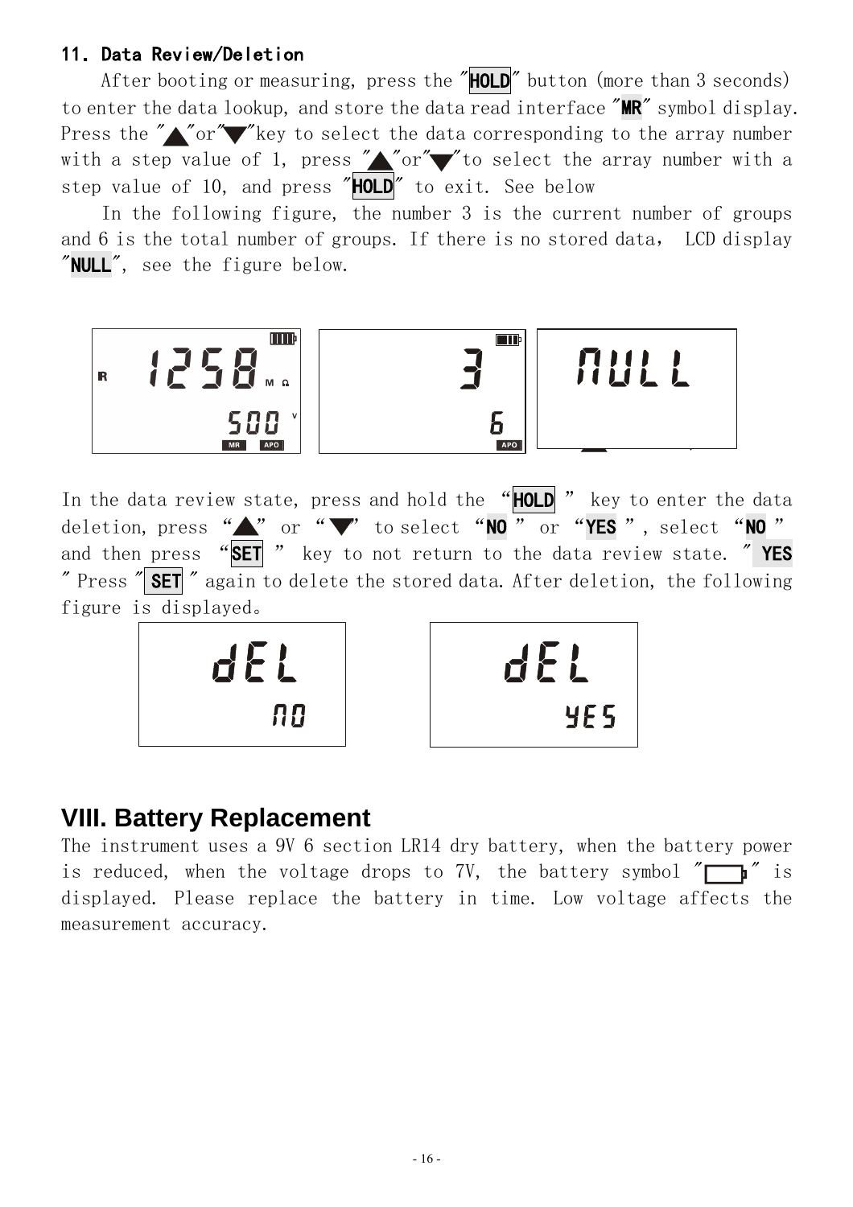### 11. Data Review/Deletion

After booting or measuring, press the "**HOLD**" button (more than 3 seconds) to enter the data lookup, and store the data read interface "**MR**" symbol display. Press the "▲"or"▼"key to select the data corresponding to the array number with a step value of 1, press "▲"or"▼"to select the array number with a step value of 10, and press "**HOLD**" to exit. See below

In the following figure, the number 3 is the current number of groups and 6 is the total number of groups. If there is no stored data, LCD display "**NULL**", see the figure below.

In the data review state, press and hold the "**HOLD**" key to enter the data deletion, press "▲" or "▼" to select "**NO**" or "**YES**", select "**NO**" and then press "**SET**" key to not return to the data review state. "**YES**" Press "**SET**" again to delete the stored data. After deletion, the following figure is displayed。

## VIII. Battery Replacement

The instrument uses a 9V 6 section LR14 dry battery, when the battery power is reduced, when the voltage drops to 7V, the battery symbol "▭" is displayed. Please replace the battery in time. Low voltage affects the measurement accuracy.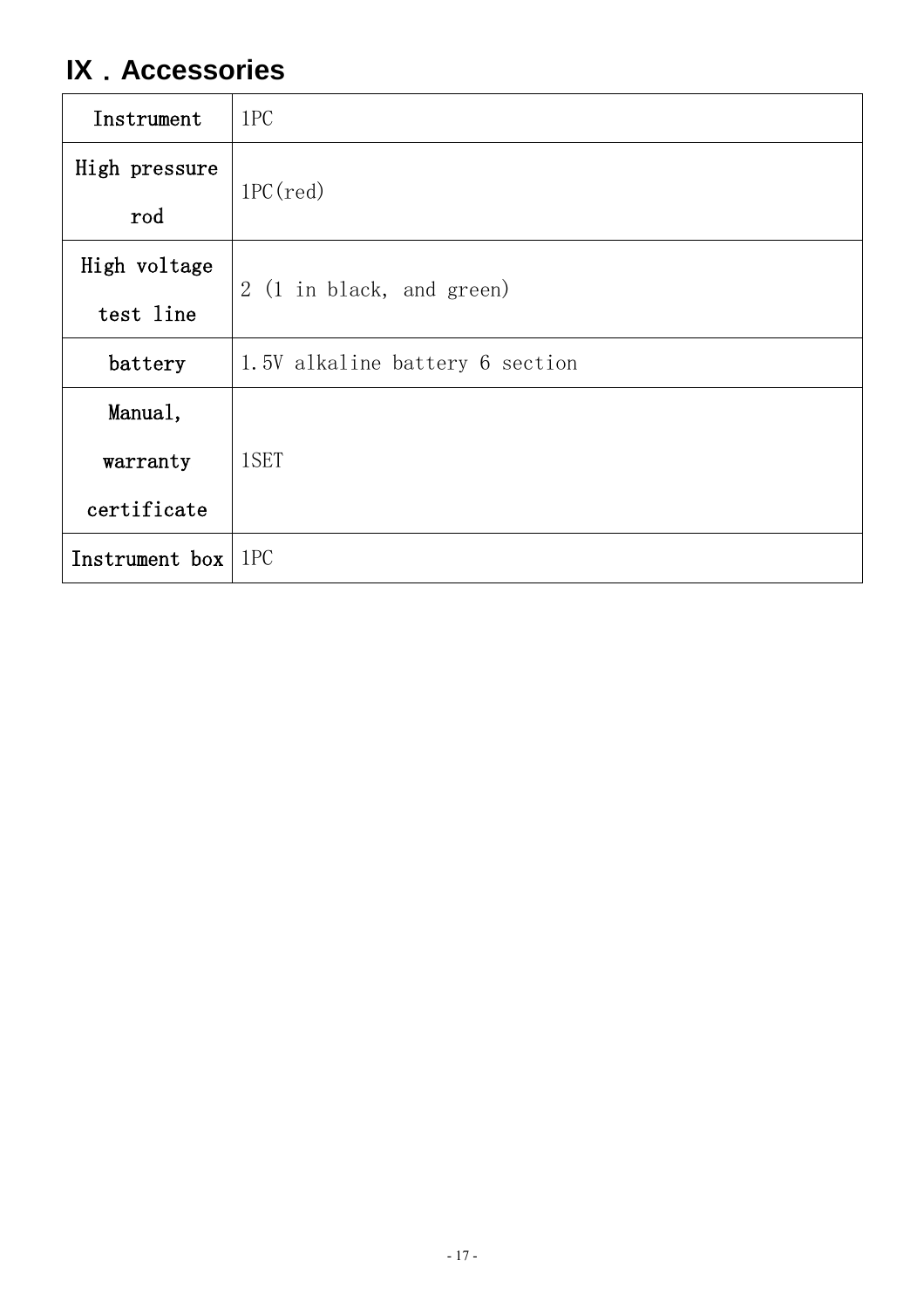# IX．Accessories

| Instrument | 1PC |
|---|---|
| High pressure rod | 1PC(red) |
| High voltage test line | 2 (1 in black, and green) |
| battery | 1.5V alkaline battery 6 section |
| Manual, warranty certificate | 1SET |
| Instrument box | 1PC |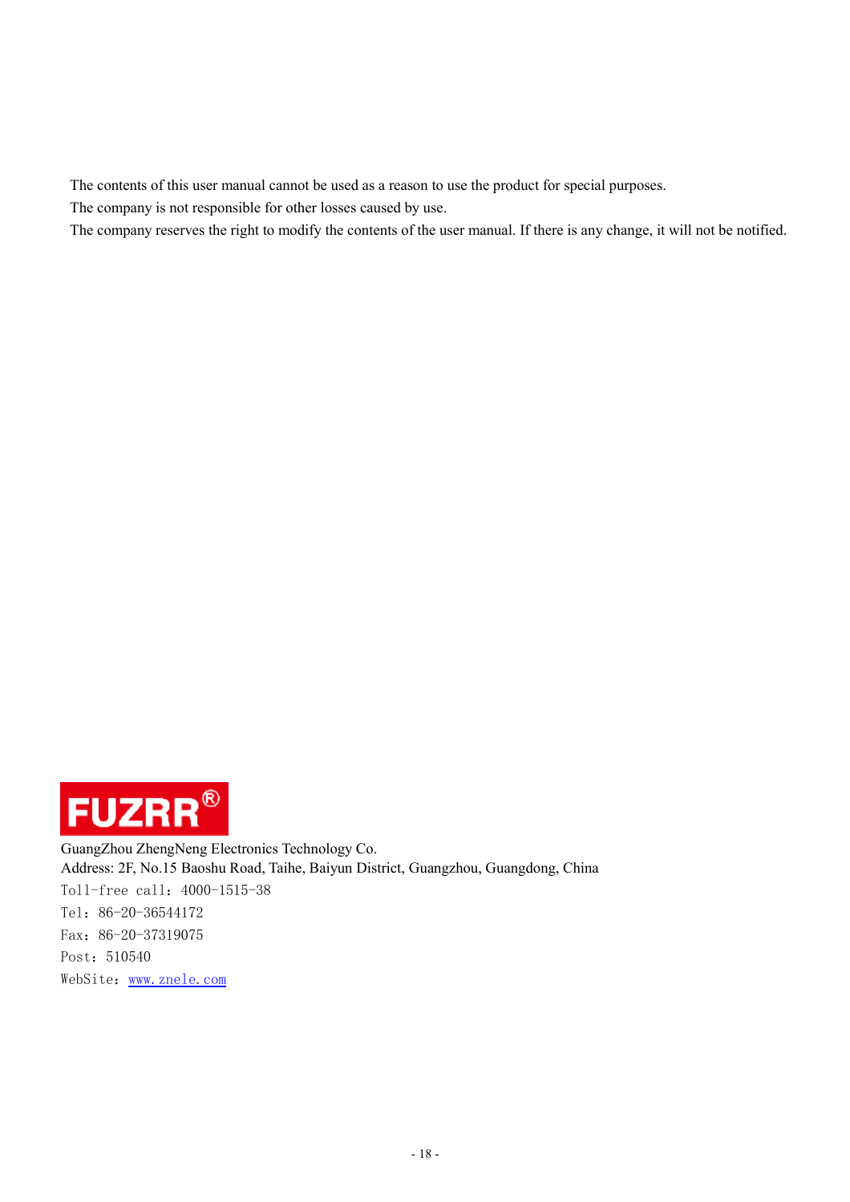The contents of this user manual cannot be used as a reason to use the product for special purposes.

The company is not responsible for other losses caused by use.

The company reserves the right to modify the contents of the user manual. If there is any change, it will not be notified.

FUZRR®

GuangZhou ZhengNeng Electronics Technology Co.

Address: 2F, No.15 Baoshu Road, Taihe, Baiyun District, Guangzhou, Guangdong, China

Toll-free call：4000-1515-38

Tel：86-20-36544172

Fax：86-20-37319075

Post：510540

WebSite：www.znele.com